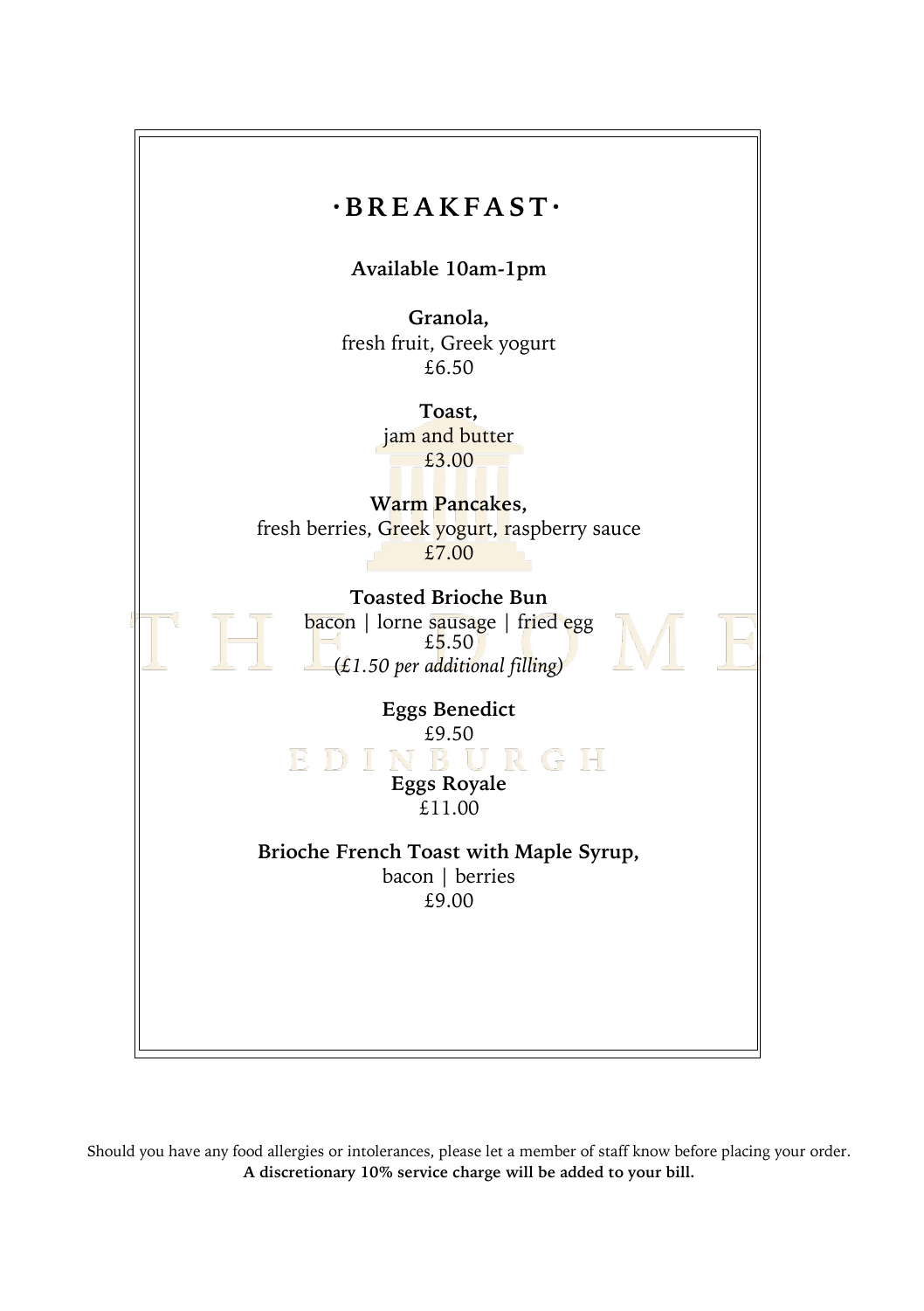# ·BREAKFAST·

**Available 10am-1pm**

**Granola,**
fresh fruit, Greek yogurt
£6.50

**Toast,**
jam and butter
£3.00

**Warm Pancakes,**
fresh berries, Greek yogurt, raspberry sauce
£7.00

**Toasted Brioche Bun**
bacon | lorne sausage | fried egg
£5.50
*(£1.50 per additional filling)*

**Eggs Benedict**
£9.50

**Eggs Royale**
£11.00

**Brioche French Toast with Maple Syrup,**
bacon | berries
£9.00

Should you have any food allergies or intolerances, please let a member of staff know before placing your order.
**A discretionary 10% service charge will be added to your bill.**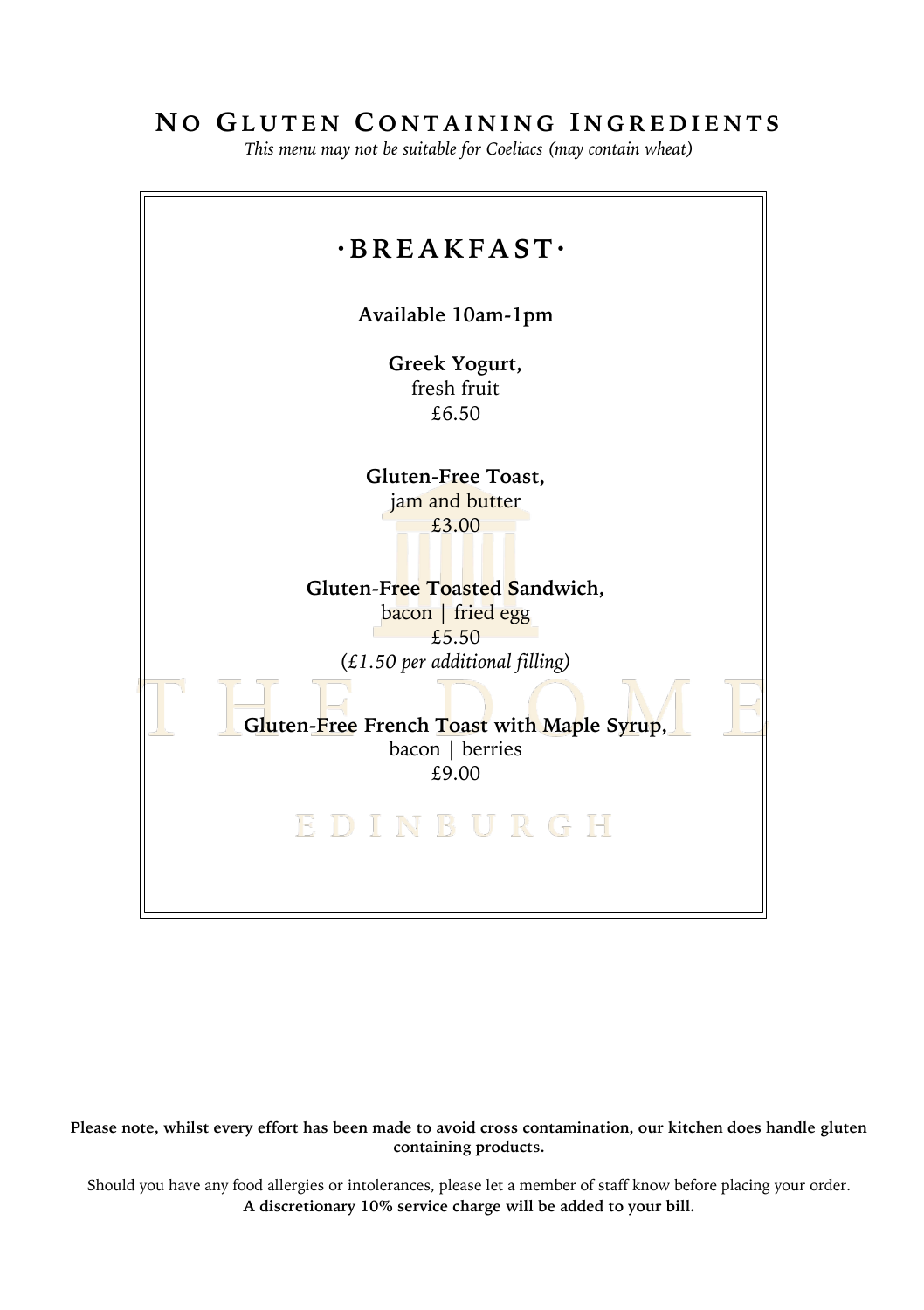# No Gluten Containing Ingredients

*This menu may not be suitable for Coeliacs (may contain wheat)*

## ·BREAKFAST·

**Available 10am-1pm**

**Greek Yogurt,**
fresh fruit
£6.50

**Gluten-Free Toast,**
jam and butter
£3.00

**Gluten-Free Toasted Sandwich,**
bacon | fried egg
£5.50
(*£1.50 per additional filling)*

**Gluten-Free French Toast with Maple Syrup,**
bacon | berries
£9.00

**Please note, whilst every effort has been made to avoid cross contamination, our kitchen does handle gluten containing products.**

Should you have any food allergies or intolerances, please let a member of staff know before placing your order.
**A discretionary 10% service charge will be added to your bill.**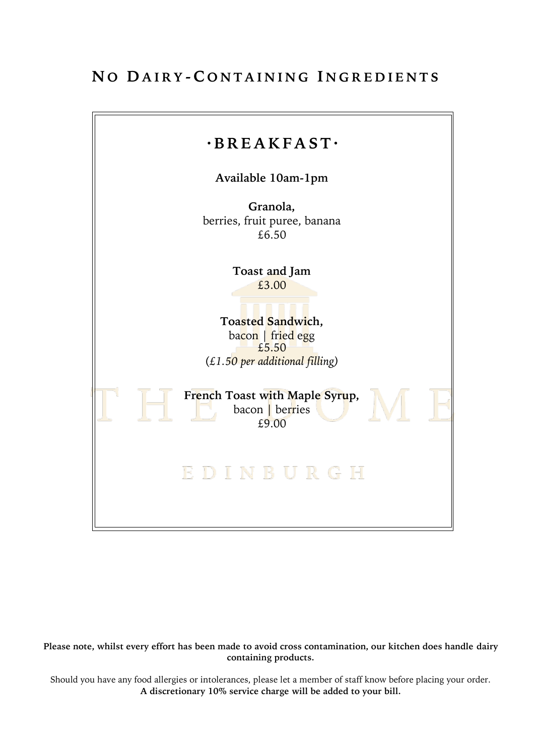# No Dairy-Containing Ingredients

## ·BREAKFAST·

**Available 10am-1pm**

**Granola,**
berries, fruit puree, banana
£6.50

**Toast and Jam**
£3.00

**Toasted Sandwich,**
bacon | fried egg
£5.50
*(£1.50 per additional filling)*

**French Toast with Maple Syrup,**
bacon | berries
£9.00

**Please note, whilst every effort has been made to avoid cross contamination, our kitchen does handle dairy containing products.**

Should you have any food allergies or intolerances, please let a member of staff know before placing your order.
**A discretionary 10% service charge will be added to your bill.**